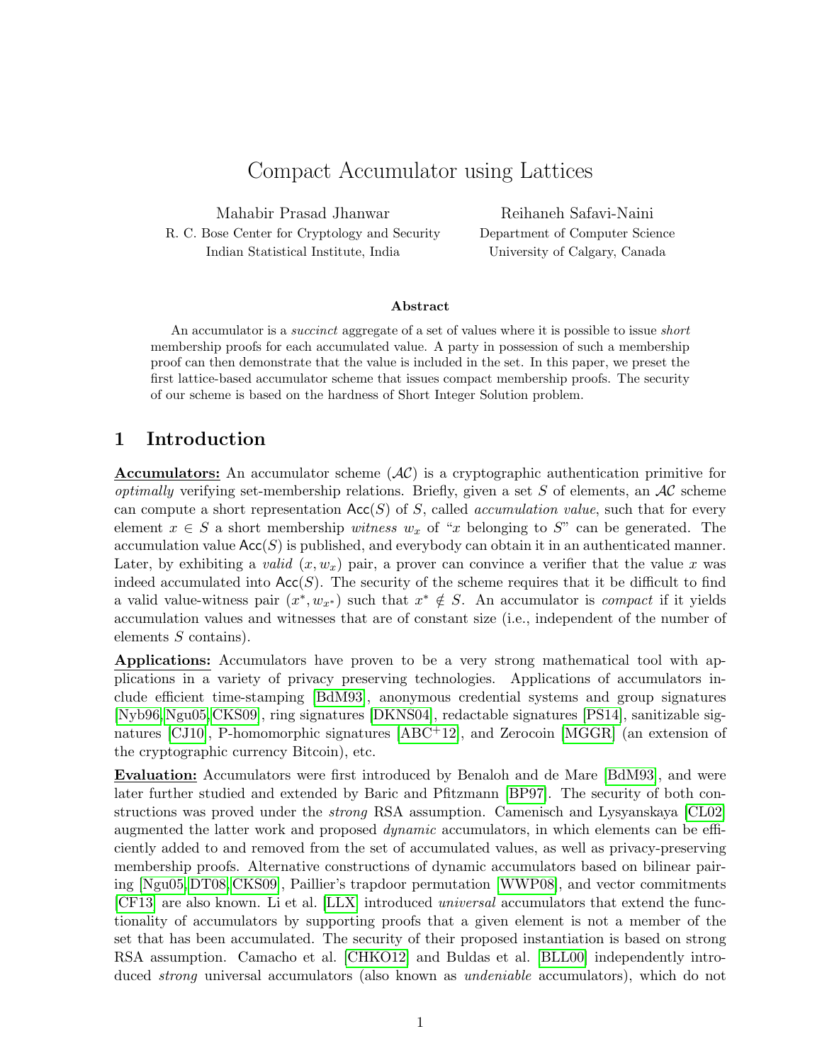# Compact Accumulator using Lattices

Mahabir Prasad Jhanwar
R. C. Bose Center for Cryptology and Security
Indian Statistical Institute, India

Reihaneh Safavi-Naini
Department of Computer Science
University of Calgary, Canada

### Abstract

An accumulator is a *succinct* aggregate of a set of values where it is possible to issue *short* membership proofs for each accumulated value. A party in possession of such a membership proof can then demonstrate that the value is included in the set. In this paper, we preset the first lattice-based accumulator scheme that issues compact membership proofs. The security of our scheme is based on the hardness of Short Integer Solution problem.

## 1 Introduction

**Accumulators:** An accumulator scheme ($\mathcal{AC}$) is a cryptographic authentication primitive for *optimally* verifying set-membership relations. Briefly, given a set $S$ of elements, an $\mathcal{AC}$ scheme can compute a short representation $\mathsf{Acc}(S)$ of $S$, called *accumulation value*, such that for every element $x \in S$ a short membership *witness* $w_x$ of "$x$ belonging to $S$" can be generated. The accumulation value $\mathsf{Acc}(S)$ is published, and everybody can obtain it in an authenticated manner. Later, by exhibiting a *valid* $(x, w_x)$ pair, a prover can convince a verifier that the value $x$ was indeed accumulated into $\mathsf{Acc}(S)$. The security of the scheme requires that it be difficult to find a valid value-witness pair $(x^*, w_{x^*})$ such that $x^* \notin S$. An accumulator is *compact* if it yields accumulation values and witnesses that are of constant size (i.e., independent of the number of elements $S$ contains).

**Applications:** Accumulators have proven to be a very strong mathematical tool with applications in a variety of privacy preserving technologies. Applications of accumulators include efficient time-stamping [BdM93], anonymous credential systems and group signatures [Nyb96, Ngu05, CKS09], ring signatures [DKNS04], redactable signatures [PS14], sanitizable signatures [CJ10], P-homomorphic signatures [ABC+12], and Zerocoin [MGGR] (an extension of the cryptographic currency Bitcoin), etc.

**Evaluation:** Accumulators were first introduced by Benaloh and de Mare [BdM93], and were later further studied and extended by Baric and Pfitzmann [BP97]. The security of both constructions was proved under the *strong* RSA assumption. Camenisch and Lysyanskaya [CL02] augmented the latter work and proposed *dynamic* accumulators, in which elements can be efficiently added to and removed from the set of accumulated values, as well as privacy-preserving membership proofs. Alternative constructions of dynamic accumulators based on bilinear pairing [Ngu05, DT08, CKS09], Paillier's trapdoor permutation [WWP08], and vector commitments [CF13] are also known. Li et al. [LLX] introduced *universal* accumulators that extend the functionality of accumulators by supporting proofs that a given element is not a member of the set that has been accumulated. The security of their proposed instantiation is based on strong RSA assumption. Camacho et al. [CHKO12] and Buldas et al. [BLL00] independently introduced *strong* universal accumulators (also known as *undeniable* accumulators), which do not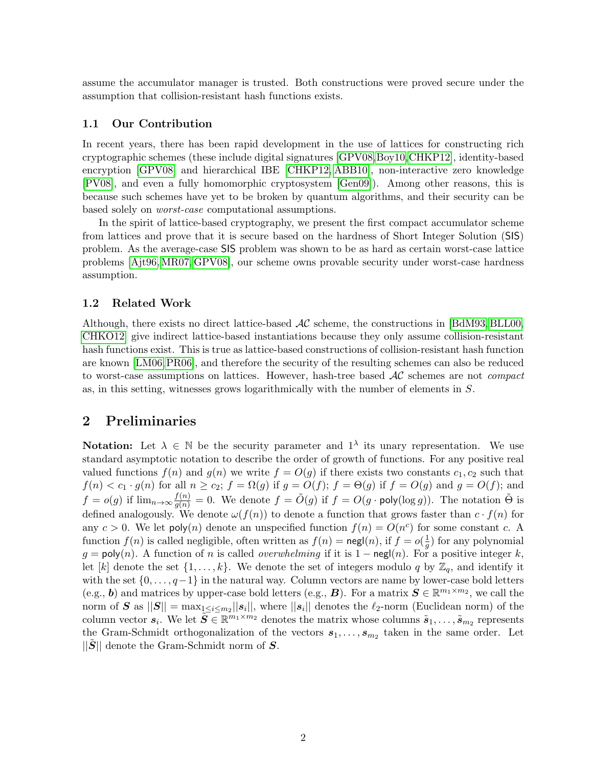assume the accumulator manager is trusted. Both constructions were proved secure under the assumption that collision-resistant hash functions exists.

### 1.1 Our Contribution

In recent years, there has been rapid development in the use of lattices for constructing rich cryptographic schemes (these include digital signatures [GPV08, Boy10, CHKP12], identity-based encryption [GPV08] and hierarchical IBE [CHKP12, ABB10], non-interactive zero knowledge [PV08], and even a fully homomorphic cryptosystem [Gen09]). Among other reasons, this is because such schemes have yet to be broken by quantum algorithms, and their security can be based solely on *worst-case* computational assumptions.

In the spirit of lattice-based cryptography, we present the first compact accumulator scheme from lattices and prove that it is secure based on the hardness of Short Integer Solution (SIS) problem. As the average-case SIS problem was shown to be as hard as certain worst-case lattice problems [Ajt96, MR07, GPV08], our scheme owns provable security under worst-case hardness assumption.

### 1.2 Related Work

Although, there exists no direct lattice-based $\mathcal{AC}$ scheme, the constructions in [BdM93, BLL00, CHKO12] give indirect lattice-based instantiations because they only assume collision-resistant hash functions exist. This is true as lattice-based constructions of collision-resistant hash function are known [LM06, PR06], and therefore the security of the resulting schemes can also be reduced to worst-case assumptions on lattices. However, hash-tree based $\mathcal{AC}$ schemes are not *compact* as, in this setting, witnesses grows logarithmically with the number of elements in $S$.

## 2 Preliminaries

**Notation:** Let $\lambda \in \mathbb{N}$ be the security parameter and $1^\lambda$ its unary representation. We use standard asymptotic notation to describe the order of growth of functions. For any positive real valued functions $f(n)$ and $g(n)$ we write $f = O(g)$ if there exists two constants $c_1, c_2$ such that $f(n) < c_1 \cdot g(n)$ for all $n \geq c_2$; $f = \Omega(g)$ if $g = O(f)$; $f = \Theta(g)$ if $f = O(g)$ and $g = O(f)$; and $f = o(g)$ if $\lim_{n\to\infty} \frac{f(n)}{g(n)} = 0$. We denote $f = \tilde{O}(g)$ if $f = O(g \cdot \mathsf{poly}(\log g))$. The notation $\tilde{\Theta}$ is defined analogously. We denote $\omega(f(n))$ to denote a function that grows faster than $c \cdot f(n)$ for any $c > 0$. We let $\mathsf{poly}(n)$ denote an unspecified function $f(n) = O(n^c)$ for some constant $c$. A function $f(n)$ is called negligible, often written as $f(n) = \mathsf{negl}(n)$, if $f = o(\frac{1}{g})$ for any polynomial $g = \mathsf{poly}(n)$. A function of $n$ is called *overwhelming* if it is $1 - \mathsf{negl}(n)$. For a positive integer $k$, let $[k]$ denote the set $\{1, \ldots, k\}$. We denote the set of integers modulo $q$ by $\mathbb{Z}_q$, and identify it with the set $\{0, \ldots, q-1\}$ in the natural way. Column vectors are name by lower-case bold letters (e.g., $\boldsymbol{b}$) and matrices by upper-case bold letters (e.g., $\boldsymbol{B}$). For a matrix $\boldsymbol{S} \in \mathbb{R}^{m_1 \times m_2}$, we call the norm of $\boldsymbol{S}$ as $||\boldsymbol{S}|| = \max_{1 \leq i \leq m_2} ||\boldsymbol{s}_i||$, where $||\boldsymbol{s}_i||$ denotes the $\ell_2$-norm (Euclidean norm) of the column vector $\boldsymbol{s}_i$. We let $\tilde{\boldsymbol{S}} \in \mathbb{R}^{m_1 \times m_2}$ denotes the matrix whose columns $\tilde{\boldsymbol{s}}_1, \ldots, \tilde{\boldsymbol{s}}_{m_2}$ represents the Gram-Schmidt orthogonalization of the vectors $\boldsymbol{s}_1, \ldots, \boldsymbol{s}_{m_2}$ taken in the same order. Let $||\tilde{\boldsymbol{S}}||$ denote the Gram-Schmidt norm of $\boldsymbol{S}$.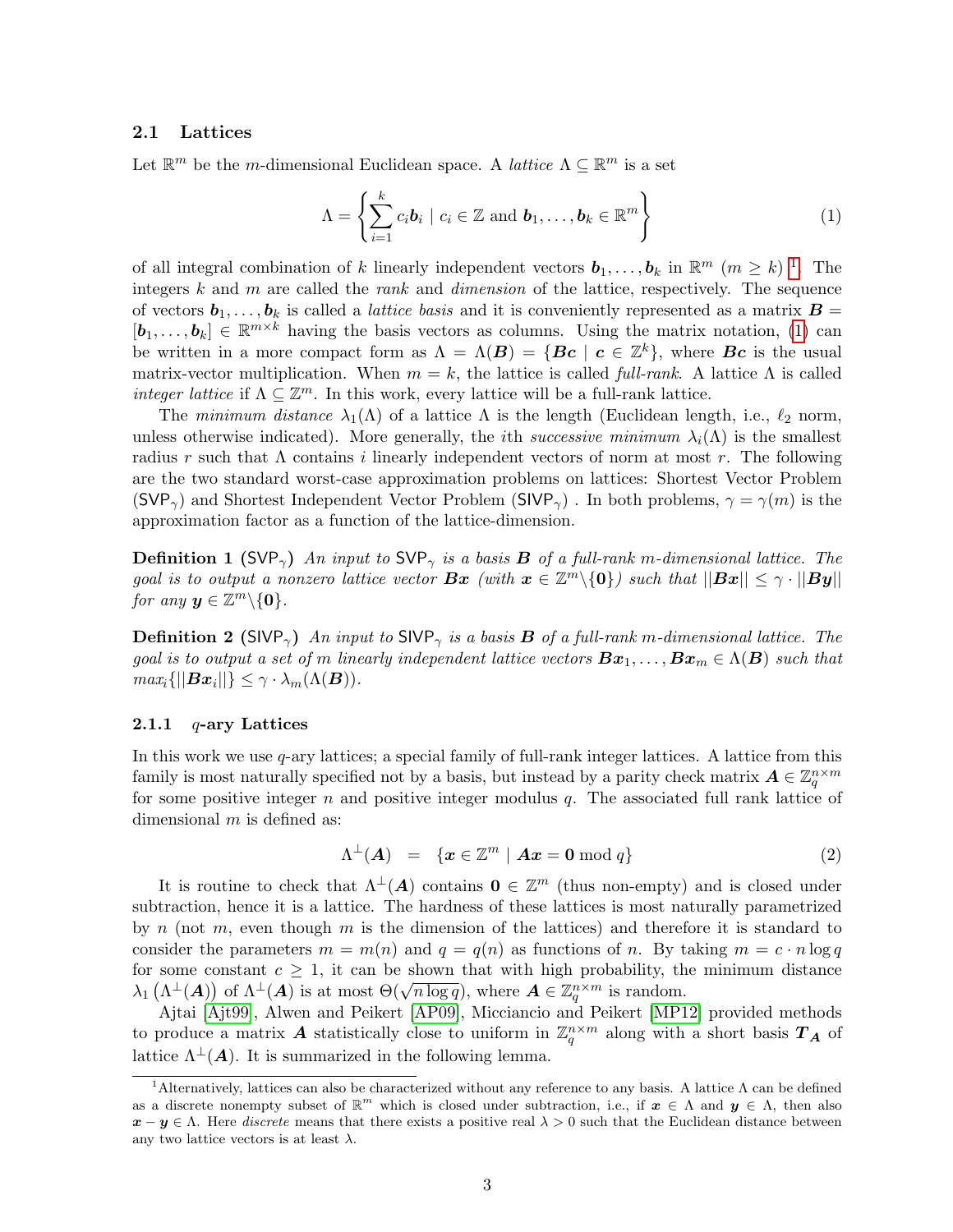### 2.1 Lattices

Let $\mathbb{R}^m$ be the $m$-dimensional Euclidean space. A *lattice* $\Lambda \subseteq \mathbb{R}^m$ is a set

$$\Lambda = \left\{ \sum_{i=1}^{k} c_i \boldsymbol{b}_i \mid c_i \in \mathbb{Z} \text{ and } \boldsymbol{b}_1, \ldots, \boldsymbol{b}_k \in \mathbb{R}^m \right\} \tag{1}$$

of all integral combination of $k$ linearly independent vectors $\boldsymbol{b}_1, \ldots, \boldsymbol{b}_k$ in $\mathbb{R}^m$ $(m \geq k)$ [1]. The integers $k$ and $m$ are called the *rank* and *dimension* of the lattice, respectively. The sequence of vectors $\boldsymbol{b}_1, \ldots, \boldsymbol{b}_k$ is called a *lattice basis* and it is conveniently represented as a matrix $\boldsymbol{B} = [\boldsymbol{b}_1, \ldots, \boldsymbol{b}_k] \in \mathbb{R}^{m \times k}$ having the basis vectors as columns. Using the matrix notation, (1) can be written in a more compact form as $\Lambda = \Lambda(\boldsymbol{B}) = \{\boldsymbol{Bc} \mid \boldsymbol{c} \in \mathbb{Z}^k\}$, where $\boldsymbol{Bc}$ is the usual matrix-vector multiplication. When $m = k$, the lattice is called *full-rank*. A lattice $\Lambda$ is called *integer lattice* if $\Lambda \subseteq \mathbb{Z}^m$. In this work, every lattice will be a full-rank lattice.

The *minimum distance* $\lambda_1(\Lambda)$ of a lattice $\Lambda$ is the length (Euclidean length, i.e., $\ell_2$ norm, unless otherwise indicated). More generally, the $i$th *successive minimum* $\lambda_i(\Lambda)$ is the smallest radius $r$ such that $\Lambda$ contains $i$ linearly independent vectors of norm at most $r$. The following are the two standard worst-case approximation problems on lattices: Shortest Vector Problem ($\mathsf{SVP}_\gamma$) and Shortest Independent Vector Problem ($\mathsf{SIVP}_\gamma$) . In both problems, $\gamma = \gamma(m)$ is the approximation factor as a function of the lattice-dimension.

**Definition 1** ($\mathsf{SVP}_\gamma$) *An input to $\mathsf{SVP}_\gamma$ is a basis $\boldsymbol{B}$ of a full-rank $m$-dimensional lattice. The goal is to output a nonzero lattice vector $\boldsymbol{Bx}$ (with $\boldsymbol{x} \in \mathbb{Z}^m \backslash \{\boldsymbol{0}\}$) such that $||\boldsymbol{Bx}|| \leq \gamma \cdot ||\boldsymbol{By}||$ for any $\boldsymbol{y} \in \mathbb{Z}^m \backslash \{\boldsymbol{0}\}$.*

**Definition 2** ($\mathsf{SIVP}_\gamma$) *An input to $\mathsf{SIVP}_\gamma$ is a basis $\boldsymbol{B}$ of a full-rank $m$-dimensional lattice. The goal is to output a set of $m$ linearly independent lattice vectors $\boldsymbol{Bx}_1, \ldots, \boldsymbol{Bx}_m \in \Lambda(\boldsymbol{B})$ such that $max_i\{||\boldsymbol{Bx}_i||\} \leq \gamma \cdot \lambda_m(\Lambda(\boldsymbol{B}))$.*

#### 2.1.1 $q$-ary Lattices

In this work we use $q$-ary lattices; a special family of full-rank integer lattices. A lattice from this family is most naturally specified not by a basis, but instead by a parity check matrix $\boldsymbol{A} \in \mathbb{Z}_q^{n \times m}$ for some positive integer $n$ and positive integer modulus $q$. The associated full rank lattice of dimensional $m$ is defined as:

$$\Lambda^{\perp}(\boldsymbol{A}) \quad = \quad \{\boldsymbol{x} \in \mathbb{Z}^m \mid \boldsymbol{Ax} = \boldsymbol{0} \bmod q\} \tag{2}$$

It is routine to check that $\Lambda^{\perp}(\boldsymbol{A})$ contains $\boldsymbol{0} \in \mathbb{Z}^m$ (thus non-empty) and is closed under subtraction, hence it is a lattice. The hardness of these lattices is most naturally parametrized by $n$ (not $m$, even though $m$ is the dimension of the lattices) and therefore it is standard to consider the parameters $m = m(n)$ and $q = q(n)$ as functions of $n$. By taking $m = c \cdot n \log q$ for some constant $c \geq 1$, it can be shown that with high probability, the minimum distance $\lambda_1\left(\Lambda^{\perp}(\boldsymbol{A})\right)$ of $\Lambda^{\perp}(\boldsymbol{A})$ is at most $\Theta(\sqrt{n \log q})$, where $\boldsymbol{A} \in \mathbb{Z}_q^{n \times m}$ is random.

Ajtai [Ajt99], Alwen and Peikert [AP09], Micciancio and Peikert [MP12] provided methods to produce a matrix $\boldsymbol{A}$ statistically close to uniform in $\mathbb{Z}_q^{n \times m}$ along with a short basis $\boldsymbol{T_A}$ of lattice $\Lambda^{\perp}(\boldsymbol{A})$. It is summarized in the following lemma.

---

[1] Alternatively, lattices can also be characterized without any reference to any basis. A lattice $\Lambda$ can be defined as a discrete nonempty subset of $\mathbb{R}^m$ which is closed under subtraction, i.e., if $\boldsymbol{x} \in \Lambda$ and $\boldsymbol{y} \in \Lambda$, then also $\boldsymbol{x} - \boldsymbol{y} \in \Lambda$. Here *discrete* means that there exists a positive real $\lambda > 0$ such that the Euclidean distance between any two lattice vectors is at least $\lambda$.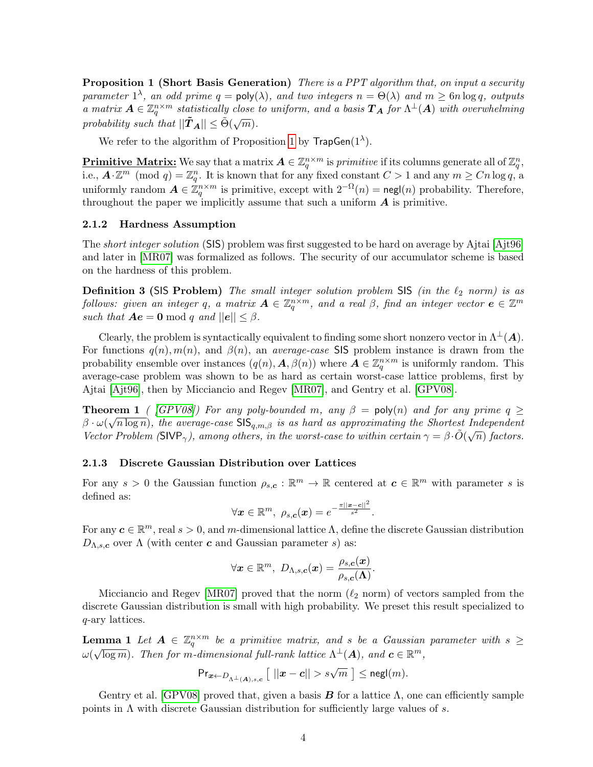**Proposition 1 (Short Basis Generation)** *There is a PPT algorithm that, on input a security parameter $1^\lambda$, an odd prime $q = \mathsf{poly}(\lambda)$, and two integers $n = \Theta(\lambda)$ and $m \geq 6n \log q$, outputs a matrix $\boldsymbol{A} \in \mathbb{Z}_q^{n\times m}$ statistically close to uniform, and a basis $\boldsymbol{T_A}$ for $\Lambda^\perp(\boldsymbol{A})$ with overwhelming probability such that $||\tilde{\boldsymbol{T}}_{\boldsymbol{A}}|| \leq \tilde{\Theta}(\sqrt{m})$.*

We refer to the algorithm of Proposition 1 by $\mathsf{TrapGen}(1^\lambda)$.

**Primitive Matrix:** We say that a matrix $\boldsymbol{A} \in \mathbb{Z}_q^{n\times m}$ is *primitive* if its columns generate all of $\mathbb{Z}_q^n$, i.e., $\boldsymbol{A}\cdot\mathbb{Z}^m \pmod q = \mathbb{Z}_q^n$. It is known that for any fixed constant $C > 1$ and any $m \geq Cn \log q$, a uniformly random $\boldsymbol{A} \in \mathbb{Z}_q^{n\times m}$ is primitive, except with $2^{-\Omega}(n) = \mathsf{negl}(n)$ probability. Therefore, throughout the paper we implicitly assume that such a uniform $\boldsymbol{A}$ is primitive.

### 2.1.2 Hardness Assumption

The *short integer solution* (SIS) problem was first suggested to be hard on average by Ajtai [Ajt96] and later in [MR07] was formalized as follows. The security of our accumulator scheme is based on the hardness of this problem.

**Definition 3 (SIS Problem)** *The small integer solution problem SIS (in the $\ell_2$ norm) is as follows: given an integer $q$, a matrix $\boldsymbol{A} \in \mathbb{Z}_q^{n\times m}$, and a real $\beta$, find an integer vector $\boldsymbol{e} \in \mathbb{Z}^m$ such that $\boldsymbol{Ae} = \boldsymbol{0} \bmod q$ and $||\boldsymbol{e}|| \leq \beta$.*

Clearly, the problem is syntactically equivalent to finding some short nonzero vector in $\Lambda^\perp(\boldsymbol{A})$. For functions $q(n), m(n)$, and $\beta(n)$, an *average-case* SIS problem instance is drawn from the probability ensemble over instances $(q(n), \boldsymbol{A}, \beta(n))$ where $\boldsymbol{A} \in \mathbb{Z}_q^{n\times m}$ is uniformly random. This average-case problem was shown to be as hard as certain worst-case lattice problems, first by Ajtai [Ajt96], then by Micciancio and Regev [MR07], and Gentry et al. [GPV08].

**Theorem 1** *( [GPV08]) For any poly-bounded $m$, any $\beta = \mathsf{poly}(n)$ and for any prime $q \geq \beta \cdot \omega(\sqrt{n \log n})$, the average-case $\mathsf{SIS}_{q,m,\beta}$ is as hard as approximating the Shortest Independent Vector Problem ($\mathsf{SIVP}_\gamma$), among others, in the worst-case to within certain $\gamma = \beta\cdot\tilde{O}(\sqrt{n})$ factors.*

### 2.1.3 Discrete Gaussian Distribution over Lattices

For any $s > 0$ the Gaussian function $\rho_{s,\boldsymbol{c}} : \mathbb{R}^m \to \mathbb{R}$ centered at $\boldsymbol{c} \in \mathbb{R}^m$ with parameter $s$ is defined as:

$$\forall \boldsymbol{x} \in \mathbb{R}^m,\ \rho_{s,\boldsymbol{c}}(\boldsymbol{x}) = e^{-\frac{\pi||\boldsymbol{x}-\boldsymbol{c}||^2}{s^2}}.$$

For any $\boldsymbol{c} \in \mathbb{R}^m$, real $s > 0$, and $m$-dimensional lattice $\Lambda$, define the discrete Gaussian distribution $D_{\Lambda,s,\boldsymbol{c}}$ over $\Lambda$ (with center $\boldsymbol{c}$ and Gaussian parameter $s$) as:

$$\forall \boldsymbol{x} \in \mathbb{R}^m,\ D_{\Lambda,s,\boldsymbol{c}}(\boldsymbol{x}) = \frac{\rho_{s,\boldsymbol{c}}(\boldsymbol{x})}{\rho_{s,\boldsymbol{c}}(\boldsymbol{\Lambda})}.$$

Micciancio and Regev [MR07] proved that the norm ($\ell_2$ norm) of vectors sampled from the discrete Gaussian distribution is small with high probability. We preset this result specialized to $q$-ary lattices.

**Lemma 1** *Let $\boldsymbol{A} \in \mathbb{Z}_q^{n\times m}$ be a primitive matrix, and $s$ be a Gaussian parameter with $s \geq \omega(\sqrt{\log m})$. Then for $m$-dimensional full-rank lattice $\Lambda^\perp(\boldsymbol{A})$, and $\boldsymbol{c} \in \mathbb{R}^m$,*

$$\mathsf{Pr}_{\boldsymbol{x}\leftarrow D_{\Lambda^\perp(\boldsymbol{A}),s,\boldsymbol{c}}}\left[\ ||\boldsymbol{x}-\boldsymbol{c}|| > s\sqrt{m}\ \right] \leq \mathsf{negl}(m).$$

Gentry et al. [GPV08] proved that, given a basis $\boldsymbol{B}$ for a lattice $\Lambda$, one can efficiently sample points in $\Lambda$ with discrete Gaussian distribution for sufficiently large values of $s$.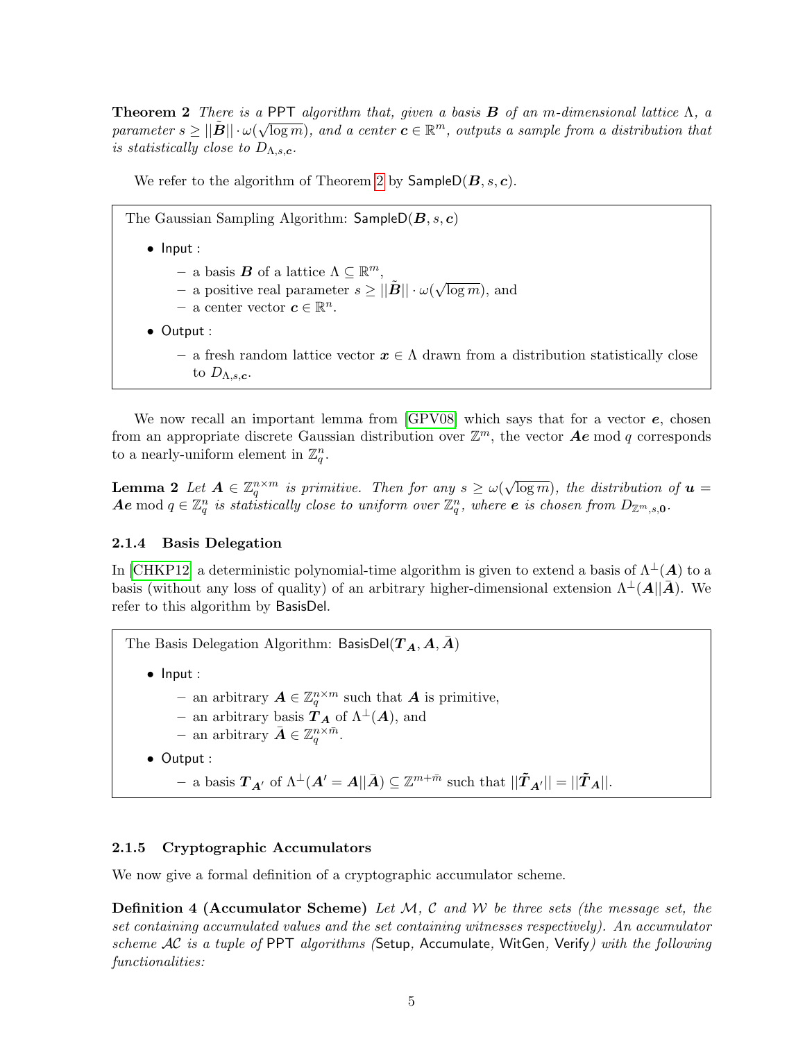**Theorem 2** *There is a* PPT *algorithm that, given a basis* $\boldsymbol{B}$ *of an* $m$*-dimensional lattice* $\Lambda$*, a parameter* $s \geq ||\tilde{\boldsymbol{B}}|| \cdot \omega(\sqrt{\log m})$*, and a center* $\boldsymbol{c} \in \mathbb{R}^m$*, outputs a sample from a distribution that is statistically close to* $D_{\Lambda,s,\boldsymbol{c}}$*.*

We refer to the algorithm of Theorem 2 by $\mathsf{SampleD}(\boldsymbol{B}, s, \boldsymbol{c})$.

> The Gaussian Sampling Algorithm: $\mathsf{SampleD}(\boldsymbol{B}, s, \boldsymbol{c})$
>
> - Input :
>   - a basis $\boldsymbol{B}$ of a lattice $\Lambda \subseteq \mathbb{R}^m$,
>   - a positive real parameter $s \geq ||\tilde{\boldsymbol{B}}|| \cdot \omega(\sqrt{\log m})$, and
>   - a center vector $\boldsymbol{c} \in \mathbb{R}^n$.
> - Output :
>   - a fresh random lattice vector $\boldsymbol{x} \in \Lambda$ drawn from a distribution statistically close to $D_{\Lambda,s,\boldsymbol{c}}$.

We now recall an important lemma from [GPV08] which says that for a vector $\boldsymbol{e}$, chosen from an appropriate discrete Gaussian distribution over $\mathbb{Z}^m$, the vector $\boldsymbol{Ae} \bmod q$ corresponds to a nearly-uniform element in $\mathbb{Z}_q^n$.

**Lemma 2** *Let* $\boldsymbol{A} \in \mathbb{Z}_q^{n\times m}$ *is primitive. Then for any* $s \geq \omega(\sqrt{\log m})$*, the distribution of* $\boldsymbol{u} = \boldsymbol{Ae} \bmod q \in \mathbb{Z}_q^n$ *is statistically close to uniform over* $\mathbb{Z}_q^n$*, where* $\boldsymbol{e}$ *is chosen from* $D_{\mathbb{Z}^m,s,\boldsymbol{0}}$*.*

### 2.1.4 Basis Delegation

In [CHKP12] a deterministic polynomial-time algorithm is given to extend a basis of $\Lambda^{\perp}(\boldsymbol{A})$ to a basis (without any loss of quality) of an arbitrary higher-dimensional extension $\Lambda^{\perp}(\boldsymbol{A}||\bar{\boldsymbol{A}})$. We refer to this algorithm by $\mathsf{BasisDel}$.

> The Basis Delegation Algorithm: $\mathsf{BasisDel}(\boldsymbol{T}_{\boldsymbol{A}}, \boldsymbol{A}, \bar{\boldsymbol{A}})$
>
> - Input :
>   - an arbitrary $\boldsymbol{A} \in \mathbb{Z}_q^{n\times m}$ such that $\boldsymbol{A}$ is primitive,
>   - an arbitrary basis $\boldsymbol{T}_{\boldsymbol{A}}$ of $\Lambda^{\perp}(\boldsymbol{A})$, and
>   - an arbitrary $\bar{\boldsymbol{A}} \in \mathbb{Z}_q^{n\times \bar{m}}$.
> - Output :
>   - a basis $\boldsymbol{T}_{\boldsymbol{A}'}$ of $\Lambda^{\perp}(\boldsymbol{A}' = \boldsymbol{A}||\bar{\boldsymbol{A}}) \subseteq \mathbb{Z}^{m+\bar{m}}$ such that $||\tilde{\boldsymbol{T}}_{\boldsymbol{A}'}|| = ||\tilde{\boldsymbol{T}}_{\boldsymbol{A}}||$.

### 2.1.5 Cryptographic Accumulators

We now give a formal definition of a cryptographic accumulator scheme.

**Definition 4 (Accumulator Scheme)** *Let* $\mathcal{M}$*,* $\mathcal{C}$ *and* $\mathcal{W}$ *be three sets (the message set, the set containing accumulated values and the set containing witnesses respectively). An accumulator scheme* $\mathcal{AC}$ *is a tuple of* PPT *algorithms (*$\mathsf{Setup}$*,* $\mathsf{Accumulate}$*,* $\mathsf{WitGen}$*,* $\mathsf{Verify}$*) with the following functionalities:*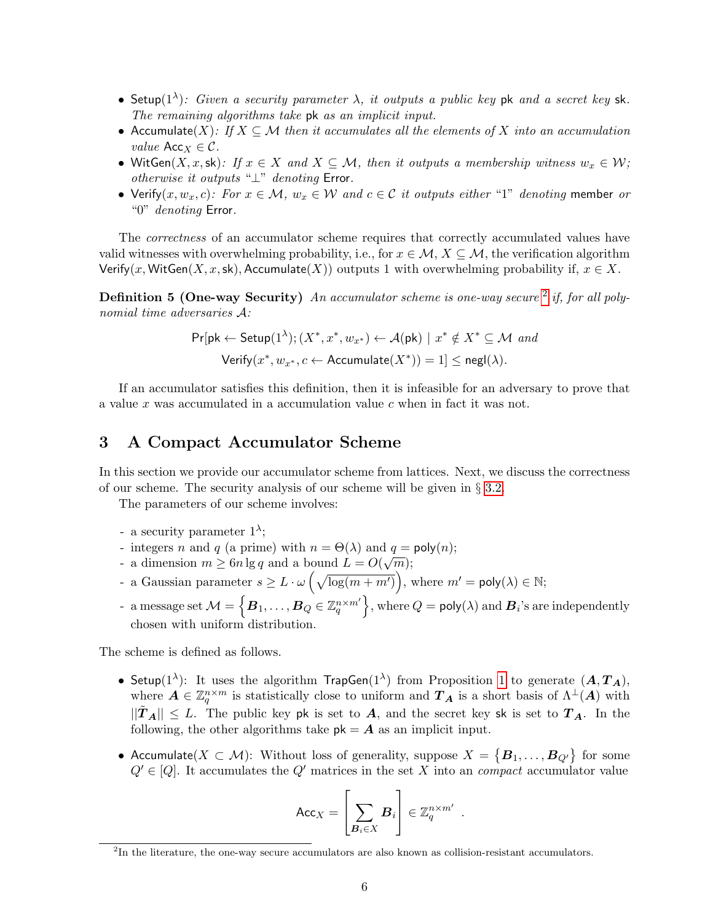- $\mathsf{Setup}(1^\lambda)$: *Given a security parameter $\lambda$, it outputs a public key* $\mathsf{pk}$ *and a secret key* $\mathsf{sk}$. *The remaining algorithms take* $\mathsf{pk}$ *as an implicit input.*
- $\mathsf{Accumulate}(X)$: *If $X \subseteq \mathcal{M}$ then it accumulates all the elements of $X$ into an accumulation value $\mathsf{Acc}_X \in \mathcal{C}$.*
- $\mathsf{WitGen}(X, x, \mathsf{sk})$: *If $x \in X$ and $X \subseteq \mathcal{M}$, then it outputs a membership witness $w_x \in \mathcal{W}$; otherwise it outputs "$\perp$" denoting* Error.
- $\mathsf{Verify}(x, w_x, c)$: *For $x \in \mathcal{M}$, $w_x \in \mathcal{W}$ and $c \in \mathcal{C}$ it outputs either "1" denoting* member *or "0" denoting* Error.

The *correctness* of an accumulator scheme requires that correctly accumulated values have valid witnesses with overwhelming probability, i.e., for $x \in \mathcal{M}$, $X \subseteq \mathcal{M}$, the verification algorithm $\mathsf{Verify}(x, \mathsf{WitGen}(X, x, \mathsf{sk}), \mathsf{Accumulate}(X))$ outputs 1 with overwhelming probability if, $x \in X$.

**Definition 5 (One-way Security)** *An accumulator scheme is one-way secure [2] if, for all polynomial time adversaries $\mathcal{A}$:*

$$\Pr[\mathsf{pk} \leftarrow \mathsf{Setup}(1^\lambda); (X^*, x^*, w_{x^*}) \leftarrow \mathcal{A}(\mathsf{pk}) \mid x^* \notin X^* \subseteq \mathcal{M} \text{ and}$$
$$\mathsf{Verify}(x^*, w_{x^*}, c \leftarrow \mathsf{Accumulate}(X^*)) = 1] \leq \mathsf{negl}(\lambda).$$

If an accumulator satisfies this definition, then it is infeasible for an adversary to prove that a value $x$ was accumulated in a accumulation value $c$ when in fact it was not.

## 3 A Compact Accumulator Scheme

In this section we provide our accumulator scheme from lattices. Next, we discuss the correctness of our scheme. The security analysis of our scheme will be given in § 3.2.

The parameters of our scheme involves:

- a security parameter $1^\lambda$;
- integers $n$ and $q$ (a prime) with $n = \Theta(\lambda)$ and $q = \mathsf{poly}(n)$;
- a dimension $m \geq 6n \lg q$ and a bound $L = O(\sqrt{m})$;
- a Gaussian parameter $s \geq L \cdot \omega\left(\sqrt{\log(m + m')}\right)$, where $m' = \mathsf{poly}(\lambda) \in \mathbb{N}$;
- a message set $\mathcal{M} = \left\{\boldsymbol{B}_1, \ldots, \boldsymbol{B}_Q \in \mathbb{Z}_q^{n \times m'}\right\}$, where $Q = \mathsf{poly}(\lambda)$ and $\boldsymbol{B}_i$'s are independently chosen with uniform distribution.

The scheme is defined as follows.

- $\mathsf{Setup}(1^\lambda)$: It uses the algorithm $\mathsf{TrapGen}(1^\lambda)$ from Proposition 1 to generate $(\boldsymbol{A}, \boldsymbol{T_A})$, where $\boldsymbol{A} \in \mathbb{Z}_q^{n \times m}$ is statistically close to uniform and $\boldsymbol{T_A}$ is a short basis of $\Lambda^\perp(\boldsymbol{A})$ with $\|\tilde{\boldsymbol{T}}_{\boldsymbol{A}}\| \leq L$. The public key $\mathsf{pk}$ is set to $\boldsymbol{A}$, and the secret key $\mathsf{sk}$ is set to $\boldsymbol{T_A}$. In the following, the other algorithms take $\mathsf{pk} = \boldsymbol{A}$ as an implicit input.

- $\mathsf{Accumulate}(X \subset \mathcal{M})$: Without loss of generality, suppose $X = \left\{\boldsymbol{B}_1, \ldots, \boldsymbol{B}_{Q'}\right\}$ for some $Q' \in [Q]$. It accumulates the $Q'$ matrices in the set $X$ into an *compact* accumulator value

$$\mathsf{Acc}_X = \left[\sum_{\boldsymbol{B}_i \in X} \boldsymbol{B}_i\right] \in \mathbb{Z}_q^{n \times m'} \ .$$

[2] In the literature, the one-way secure accumulators are also known as collision-resistant accumulators.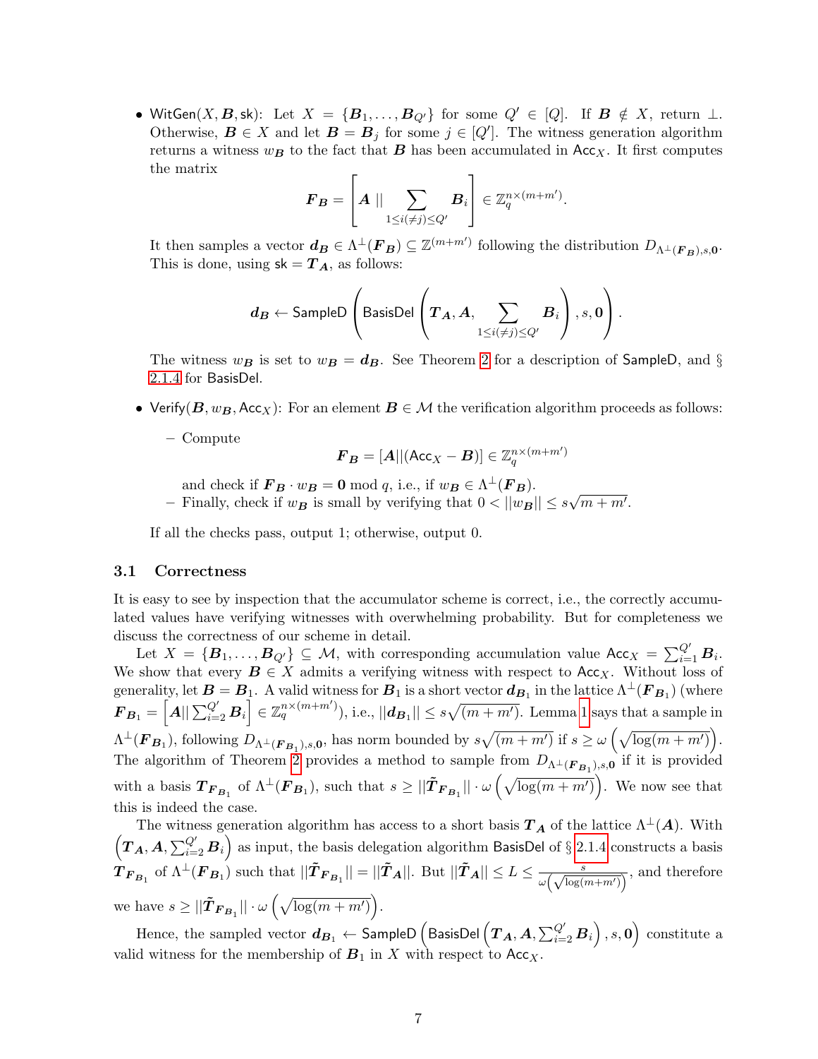- $\mathsf{WitGen}(X, \boldsymbol{B}, \mathsf{sk})$: Let $X = \{\boldsymbol{B}_1, \ldots, \boldsymbol{B}_{Q'}\}$ for some $Q' \in [Q]$. If $\boldsymbol{B} \notin X$, return $\perp$. Otherwise, $\boldsymbol{B} \in X$ and let $\boldsymbol{B} = \boldsymbol{B}_j$ for some $j \in [Q']$. The witness generation algorithm returns a witness $w_{\boldsymbol{B}}$ to the fact that $\boldsymbol{B}$ has been accumulated in $\mathsf{Acc}_X$. It first computes the matrix

$$\boldsymbol{F}_{\boldsymbol{B}} = \left[ \boldsymbol{A} \, || \sum_{1 \leq i (\neq j) \leq Q'} \boldsymbol{B}_i \right] \in \mathbb{Z}_q^{n \times (m+m')}.$$

It then samples a vector $\boldsymbol{d}_{\boldsymbol{B}} \in \Lambda^{\perp}(\boldsymbol{F}_{\boldsymbol{B}}) \subseteq \mathbb{Z}^{(m+m')}$ following the distribution $D_{\Lambda^{\perp}(\boldsymbol{F}_{\boldsymbol{B}}),s,\boldsymbol{0}}$. This is done, using $\mathsf{sk} = \boldsymbol{T}_{\boldsymbol{A}}$, as follows:

$$\boldsymbol{d}_{\boldsymbol{B}} \leftarrow \mathsf{SampleD}\left( \mathsf{BasisDel}\left( \boldsymbol{T}_{\boldsymbol{A}}, \boldsymbol{A}, \sum_{1 \leq i (\neq j) \leq Q'} \boldsymbol{B}_i \right), s, \boldsymbol{0} \right).$$

The witness $w_{\boldsymbol{B}}$ is set to $w_{\boldsymbol{B}} = \boldsymbol{d}_{\boldsymbol{B}}$. See Theorem 2 for a description of $\mathsf{SampleD}$, and § 2.1.4 for $\mathsf{BasisDel}$.

- $\mathsf{Verify}(\boldsymbol{B}, w_{\boldsymbol{B}}, \mathsf{Acc}_X)$: For an element $\boldsymbol{B} \in \mathcal{M}$ the verification algorithm proceeds as follows:
  - Compute
  $$\boldsymbol{F}_{\boldsymbol{B}} = [\boldsymbol{A} || (\mathsf{Acc}_X - \boldsymbol{B})] \in \mathbb{Z}_q^{n \times (m+m')}$$
  and check if $\boldsymbol{F}_{\boldsymbol{B}} \cdot w_{\boldsymbol{B}} = \boldsymbol{0} \bmod q$, i.e., if $w_{\boldsymbol{B}} \in \Lambda^{\perp}(\boldsymbol{F}_{\boldsymbol{B}})$.
  - Finally, check if $w_{\boldsymbol{B}}$ is small by verifying that $0 < ||w_{\boldsymbol{B}}|| \leq s\sqrt{m+m'}$.

  If all the checks pass, output 1; otherwise, output 0.

### 3.1 Correctness

It is easy to see by inspection that the accumulator scheme is correct, i.e., the correctly accumulated values have verifying witnesses with overwhelming probability. But for completeness we discuss the correctness of our scheme in detail.

Let $X = \{\boldsymbol{B}_1, \ldots, \boldsymbol{B}_{Q'}\} \subseteq \mathcal{M}$, with corresponding accumulation value $\mathsf{Acc}_X = \sum_{i=1}^{Q'} \boldsymbol{B}_i$. We show that every $\boldsymbol{B} \in X$ admits a verifying witness with respect to $\mathsf{Acc}_X$. Without loss of generality, let $\boldsymbol{B} = \boldsymbol{B}_1$. A valid witness for $\boldsymbol{B}_1$ is a short vector $\boldsymbol{d}_{\boldsymbol{B}_1}$ in the lattice $\Lambda^{\perp}(\boldsymbol{F}_{\boldsymbol{B}_1})$ (where $\boldsymbol{F}_{\boldsymbol{B}_1} = \left[\boldsymbol{A} || \sum_{i=2}^{Q'} \boldsymbol{B}_i\right] \in \mathbb{Z}_q^{n \times (m+m')}$), i.e., $||\boldsymbol{d}_{\boldsymbol{B}_1}|| \leq s\sqrt{(m+m')}$. Lemma 1 says that a sample in $\Lambda^{\perp}(\boldsymbol{F}_{\boldsymbol{B}_1})$, following $D_{\Lambda^{\perp}(\boldsymbol{F}_{\boldsymbol{B}_1}),s,\boldsymbol{0}}$, has norm bounded by $s\sqrt{(m+m')}$ if $s \geq \omega\left(\sqrt{\log(m+m')}\right)$. The algorithm of Theorem 2 provides a method to sample from $D_{\Lambda^{\perp}(\boldsymbol{F}_{\boldsymbol{B}_1}),s,\boldsymbol{0}}$ if it is provided with a basis $\boldsymbol{T}_{\boldsymbol{F}_{\boldsymbol{B}_1}}$ of $\Lambda^{\perp}(\boldsymbol{F}_{\boldsymbol{B}_1})$, such that $s \geq ||\tilde{\boldsymbol{T}}_{\boldsymbol{F}_{\boldsymbol{B}_1}}|| \cdot \omega\left(\sqrt{\log(m+m')}\right)$. We now see that this is indeed the case.

The witness generation algorithm has access to a short basis $\boldsymbol{T}_{\boldsymbol{A}}$ of the lattice $\Lambda^{\perp}(\boldsymbol{A})$. With $\left(\boldsymbol{T}_{\boldsymbol{A}}, \boldsymbol{A}, \sum_{i=2}^{Q'} \boldsymbol{B}_i\right)$ as input, the basis delegation algorithm $\mathsf{BasisDel}$ of § 2.1.4 constructs a basis $\boldsymbol{T}_{\boldsymbol{F}_{\boldsymbol{B}_1}}$ of $\Lambda^{\perp}(\boldsymbol{F}_{\boldsymbol{B}_1})$ such that $||\tilde{\boldsymbol{T}}_{\boldsymbol{F}_{\boldsymbol{B}_1}}|| = ||\tilde{\boldsymbol{T}}_{\boldsymbol{A}}||$. But $||\tilde{\boldsymbol{T}}_{\boldsymbol{A}}|| \leq L \leq \frac{s}{\omega\left(\sqrt{\log(m+m')}\right)}$, and therefore we have $s \geq ||\tilde{\boldsymbol{T}}_{\boldsymbol{F}_{\boldsymbol{B}_1}}|| \cdot \omega\left(\sqrt{\log(m+m')}\right)$.

Hence, the sampled vector $\boldsymbol{d}_{\boldsymbol{B}_1} \leftarrow \mathsf{SampleD}\left(\mathsf{BasisDel}\left(\boldsymbol{T}_{\boldsymbol{A}}, \boldsymbol{A}, \sum_{i=2}^{Q'} \boldsymbol{B}_i\right), s, \boldsymbol{0}\right)$ constitute a valid witness for the membership of $\boldsymbol{B}_1$ in $X$ with respect to $\mathsf{Acc}_X$.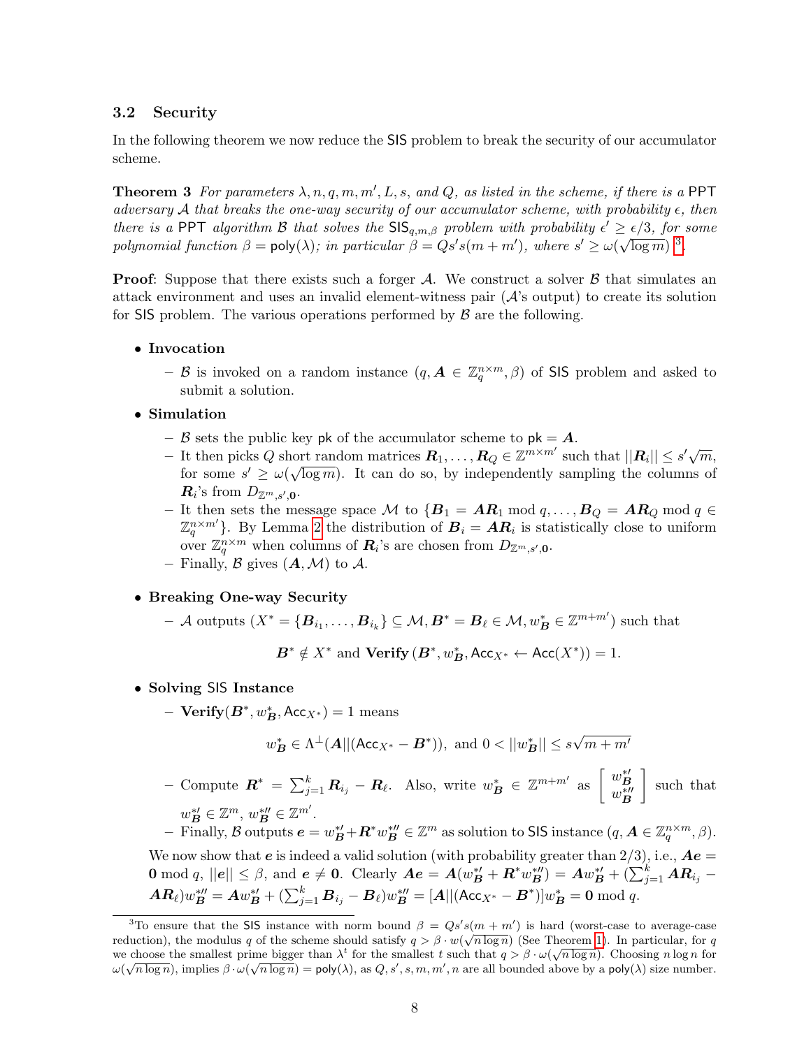### 3.2 Security

In the following theorem we now reduce the SIS problem to break the security of our accumulator scheme.

**Theorem 3** *For parameters $\lambda, n, q, m, m', L, s,$ and $Q$, as listed in the scheme, if there is a PPT adversary $\mathcal{A}$ that breaks the one-way security of our accumulator scheme, with probability $\epsilon$, then there is a PPT algorithm $\mathcal{B}$ that solves the $\mathsf{SIS}_{q,m,\beta}$ problem with probability $\epsilon' \geq \epsilon/3$, for some polynomial function $\beta = \mathsf{poly}(\lambda)$; in particular $\beta = Qs's(m+m')$, where $s' \geq \omega(\sqrt{\log m})$* [3]*.*

**Proof**: Suppose that there exists such a forger $\mathcal{A}$. We construct a solver $\mathcal{B}$ that simulates an attack environment and uses an invalid element-witness pair ($\mathcal{A}$'s output) to create its solution for SIS problem. The various operations performed by $\mathcal{B}$ are the following.

- **Invocation**
  - $\mathcal{B}$ is invoked on a random instance $(q, \boldsymbol{A} \in \mathbb{Z}_q^{n\times m}, \beta)$ of SIS problem and asked to submit a solution.
- **Simulation**
  - $\mathcal{B}$ sets the public key pk of the accumulator scheme to $\mathsf{pk} = \boldsymbol{A}$.
  - It then picks $Q$ short random matrices $\boldsymbol{R}_1, \ldots, \boldsymbol{R}_Q \in \mathbb{Z}^{m\times m'}$ such that $||\boldsymbol{R}_i|| \leq s'\sqrt{m}$, for some $s' \geq \omega(\sqrt{\log m})$. It can do so, by independently sampling the columns of $\boldsymbol{R}_i$'s from $D_{\mathbb{Z}^m, s', \mathbf{0}}$.
  - It then sets the message space $\mathcal{M}$ to $\{\boldsymbol{B}_1 = \boldsymbol{A}\boldsymbol{R}_1 \bmod q, \ldots, \boldsymbol{B}_Q = \boldsymbol{A}\boldsymbol{R}_Q \bmod q \in \mathbb{Z}_q^{n\times m'}\}$. By Lemma 2 the distribution of $\boldsymbol{B}_i = \boldsymbol{A}\boldsymbol{R}_i$ is statistically close to uniform over $\mathbb{Z}_q^{n\times m}$ when columns of $\boldsymbol{R}_i$'s are chosen from $D_{\mathbb{Z}^m, s', \mathbf{0}}$.
  - Finally, $\mathcal{B}$ gives $(\boldsymbol{A}, \mathcal{M})$ to $\mathcal{A}$.
- **Breaking One-way Security**
  - $\mathcal{A}$ outputs $(X^* = \{\boldsymbol{B}_{i_1}, \ldots, \boldsymbol{B}_{i_k}\} \subseteq \mathcal{M}, \boldsymbol{B}^* = \boldsymbol{B}_\ell \in \mathcal{M}, w^*_{\boldsymbol{B}} \in \mathbb{Z}^{m+m'})$ such that

$$\boldsymbol{B}^* \notin X^* \text{ and } \mathbf{Verify}\left(\boldsymbol{B}^*, w^*_{\boldsymbol{B}}, \mathsf{Acc}_{X^*} \leftarrow \mathsf{Acc}(X^*)\right) = 1.$$

- **Solving SIS Instance**
  - $\mathbf{Verify}(\boldsymbol{B}^*, w^*_{\boldsymbol{B}}, \mathsf{Acc}_{X^*}) = 1$ means

$$w^*_{\boldsymbol{B}} \in \Lambda^\perp(\boldsymbol{A}||(\mathsf{Acc}_{X^*} - \boldsymbol{B}^*)), \text{ and } 0 < ||w^*_{\boldsymbol{B}}|| \leq s\sqrt{m+m'}$$

  - Compute $\boldsymbol{R}^* = \sum_{j=1}^k \boldsymbol{R}_{i_j} - \boldsymbol{R}_\ell$. Also, write $w^*_{\boldsymbol{B}} \in \mathbb{Z}^{m+m'}$ as $\begin{bmatrix} w^{*\prime}_{\boldsymbol{B}} \\ w^{*\prime\prime}_{\boldsymbol{B}} \end{bmatrix}$ such that $w^{*\prime}_{\boldsymbol{B}} \in \mathbb{Z}^m$, $w^{*\prime\prime}_{\boldsymbol{B}} \in \mathbb{Z}^{m'}$.
  - Finally, $\mathcal{B}$ outputs $\boldsymbol{e} = w^{*\prime}_{\boldsymbol{B}} + \boldsymbol{R}^* w^{*\prime\prime}_{\boldsymbol{B}} \in \mathbb{Z}^m$ as solution to SIS instance $(q, \boldsymbol{A} \in \mathbb{Z}_q^{n\times m}, \beta)$.

  We now show that $\boldsymbol{e}$ is indeed a valid solution (with probability greater than 2/3), i.e., $\boldsymbol{A}\boldsymbol{e} = \mathbf{0} \bmod q$, $||\boldsymbol{e}|| \leq \beta$, and $\boldsymbol{e} \neq \mathbf{0}$. Clearly $\boldsymbol{A}\boldsymbol{e} = \boldsymbol{A}(w^{*\prime}_{\boldsymbol{B}} + \boldsymbol{R}^* w^{*\prime\prime}_{\boldsymbol{B}}) = \boldsymbol{A}w^{*\prime}_{\boldsymbol{B}} + (\sum_{j=1}^k \boldsymbol{A}\boldsymbol{R}_{i_j} - \boldsymbol{A}\boldsymbol{R}_\ell)w^{*\prime\prime}_{\boldsymbol{B}} = \boldsymbol{A}w^{*\prime}_{\boldsymbol{B}} + (\sum_{j=1}^k \boldsymbol{B}_{i_j} - \boldsymbol{B}_\ell)w^{*\prime\prime}_{\boldsymbol{B}} = [\boldsymbol{A}||(\mathsf{Acc}_{X^*} - \boldsymbol{B}^*)]w^*_{\boldsymbol{B}} = \mathbf{0} \bmod q$.

[3] To ensure that the SIS instance with norm bound $\beta = Qs's(m+m')$ is hard (worst-case to average-case reduction), the modulus $q$ of the scheme should satisfy $q > \beta \cdot w(\sqrt{n \log n})$ (See Theorem 1). In particular, for $q$ we choose the smallest prime bigger than $\lambda^t$ for the smallest $t$ such that $q > \beta \cdot \omega(\sqrt{n \log n})$. Choosing $n \log n$ for $\omega(\sqrt{n \log n})$, implies $\beta \cdot \omega(\sqrt{n \log n}) = \mathsf{poly}(\lambda)$, as $Q, s', s, m, m', n$ are all bounded above by a $\mathsf{poly}(\lambda)$ size number.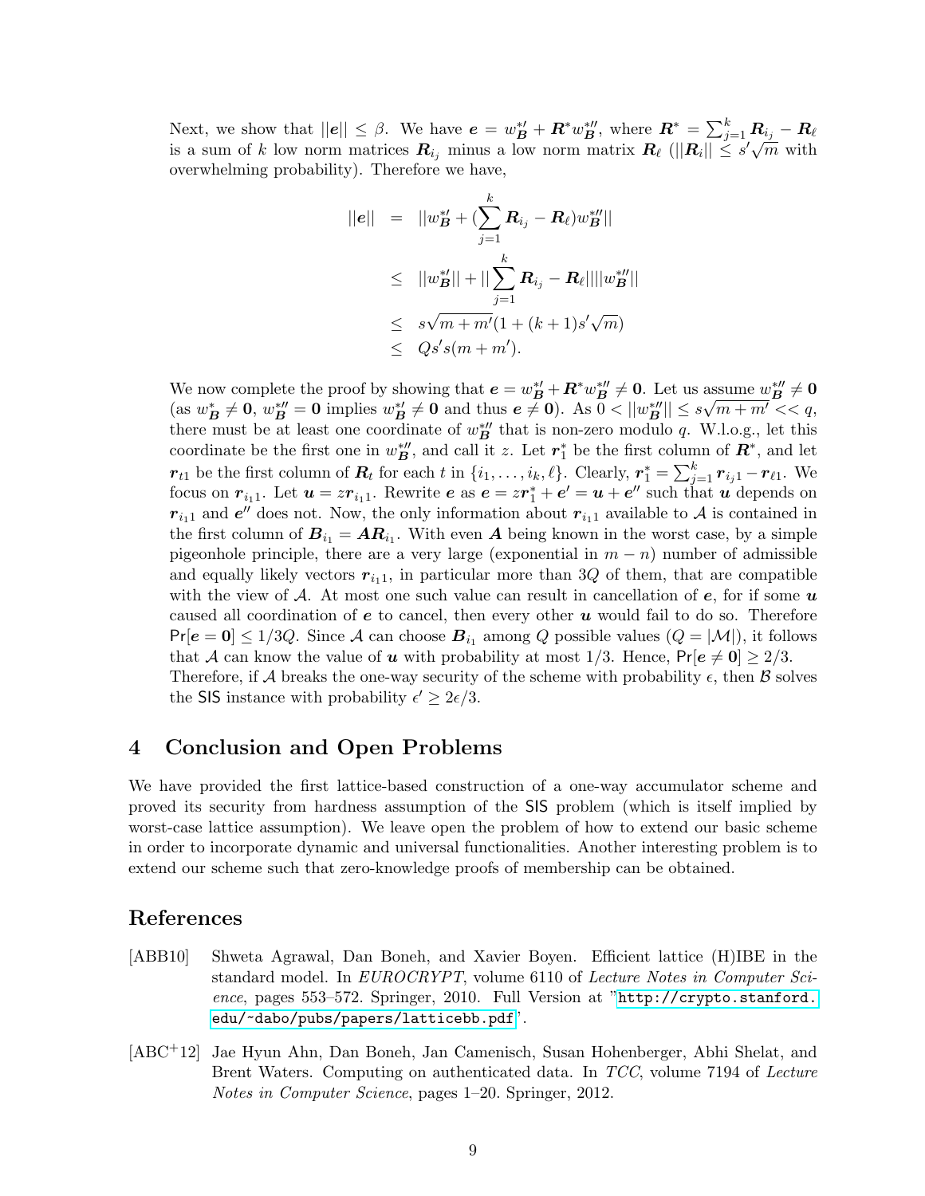Next, we show that $||\boldsymbol{e}|| \leq \beta$. We have $\boldsymbol{e} = w^{*\prime}_{\boldsymbol{B}} + \boldsymbol{R}^* w^{*\prime\prime}_{\boldsymbol{B}}$, where $\boldsymbol{R}^* = \sum_{j=1}^{k} \boldsymbol{R}_{i_j} - \boldsymbol{R}_\ell$ is a sum of $k$ low norm matrices $\boldsymbol{R}_{i_j}$ minus a low norm matrix $\boldsymbol{R}_\ell$ ($||\boldsymbol{R}_i|| \leq s'\sqrt{m}$ with overwhelming probability). Therefore we have,

$$
\begin{aligned}
||\boldsymbol{e}|| &= ||w^{*\prime}_{\boldsymbol{B}} + (\sum_{j=1}^{k} \boldsymbol{R}_{i_j} - \boldsymbol{R}_\ell) w^{*\prime\prime}_{\boldsymbol{B}}|| \\
&\leq ||w^{*\prime}_{\boldsymbol{B}}|| + ||\sum_{j=1}^{k} \boldsymbol{R}_{i_j} - \boldsymbol{R}_\ell|| ||w^{*\prime\prime}_{\boldsymbol{B}}|| \\
&\leq s\sqrt{m+m'}(1 + (k+1)s'\sqrt{m}) \\
&\leq Qs's(m+m').
\end{aligned}
$$

We now complete the proof by showing that $\boldsymbol{e} = w^{*\prime}_{\boldsymbol{B}} + \boldsymbol{R}^* w^{*\prime\prime}_{\boldsymbol{B}} \neq \boldsymbol{0}$. Let us assume $w^{*\prime\prime}_{\boldsymbol{B}} \neq \boldsymbol{0}$ (as $w^*_{\boldsymbol{B}} \neq \boldsymbol{0}$, $w^{*\prime\prime}_{\boldsymbol{B}} = \boldsymbol{0}$ implies $w^{*\prime}_{\boldsymbol{B}} \neq \boldsymbol{0}$ and thus $\boldsymbol{e} \neq \boldsymbol{0}$). As $0 < ||w^{*\prime\prime}_{\boldsymbol{B}}|| \leq s\sqrt{m+m'} << q$, there must be at least one coordinate of $w^{*\prime\prime}_{\boldsymbol{B}}$ that is non-zero modulo $q$. W.l.o.g., let this coordinate be the first one in $w^{*\prime\prime}_{\boldsymbol{B}}$, and call it $z$. Let $\boldsymbol{r}^*_1$ be the first column of $\boldsymbol{R}^*$, and let $\boldsymbol{r}_{t1}$ be the first column of $\boldsymbol{R}_t$ for each $t$ in $\{i_1, \ldots, i_k, \ell\}$. Clearly, $\boldsymbol{r}^*_1 = \sum_{j=1}^{k} \boldsymbol{r}_{i_j 1} - \boldsymbol{r}_{\ell 1}$. We focus on $\boldsymbol{r}_{i_1 1}$. Let $\boldsymbol{u} = z\boldsymbol{r}_{i_1 1}$. Rewrite $\boldsymbol{e}$ as $\boldsymbol{e} = z\boldsymbol{r}^*_1 + \boldsymbol{e}' = \boldsymbol{u} + \boldsymbol{e}''$ such that $\boldsymbol{u}$ depends on $\boldsymbol{r}_{i_1 1}$ and $\boldsymbol{e}''$ does not. Now, the only information about $\boldsymbol{r}_{i_1 1}$ available to $\mathcal{A}$ is contained in the first column of $\boldsymbol{B}_{i_1} = \boldsymbol{A}\boldsymbol{R}_{i_1}$. With even $\boldsymbol{A}$ being known in the worst case, by a simple pigeonhole principle, there are a very large (exponential in $m-n$) number of admissible and equally likely vectors $\boldsymbol{r}_{i_1 1}$, in particular more than $3Q$ of them, that are compatible with the view of $\mathcal{A}$. At most one such value can result in cancellation of $\boldsymbol{e}$, for if some $\boldsymbol{u}$ caused all coordination of $\boldsymbol{e}$ to cancel, then every other $\boldsymbol{u}$ would fail to do so. Therefore $\Pr[\boldsymbol{e} = \boldsymbol{0}] \leq 1/3Q$. Since $\mathcal{A}$ can choose $\boldsymbol{B}_{i_1}$ among $Q$ possible values ($Q = |\mathcal{M}|$), it follows that $\mathcal{A}$ can know the value of $\boldsymbol{u}$ with probability at most $1/3$. Hence, $\Pr[\boldsymbol{e} \neq \boldsymbol{0}] \geq 2/3$. Therefore, if $\mathcal{A}$ breaks the one-way security of the scheme with probability $\epsilon$, then $\mathcal{B}$ solves the SIS instance with probability $\epsilon' \geq 2\epsilon/3$.

## 4 Conclusion and Open Problems

We have provided the first lattice-based construction of a one-way accumulator scheme and proved its security from hardness assumption of the SIS problem (which is itself implied by worst-case lattice assumption). We leave open the problem of how to extend our basic scheme in order to incorporate dynamic and universal functionalities. Another interesting problem is to extend our scheme such that zero-knowledge proofs of membership can be obtained.

## References

[ABB10] Shweta Agrawal, Dan Boneh, and Xavier Boyen. Efficient lattice (H)IBE in the standard model. In *EUROCRYPT*, volume 6110 of *Lecture Notes in Computer Science*, pages 553–572. Springer, 2010. Full Version at "http://crypto.stanford.edu/~dabo/pubs/papers/latticebb.pdf".

[ABC+12] Jae Hyun Ahn, Dan Boneh, Jan Camenisch, Susan Hohenberger, Abhi Shelat, and Brent Waters. Computing on authenticated data. In *TCC*, volume 7194 of *Lecture Notes in Computer Science*, pages 1–20. Springer, 2012.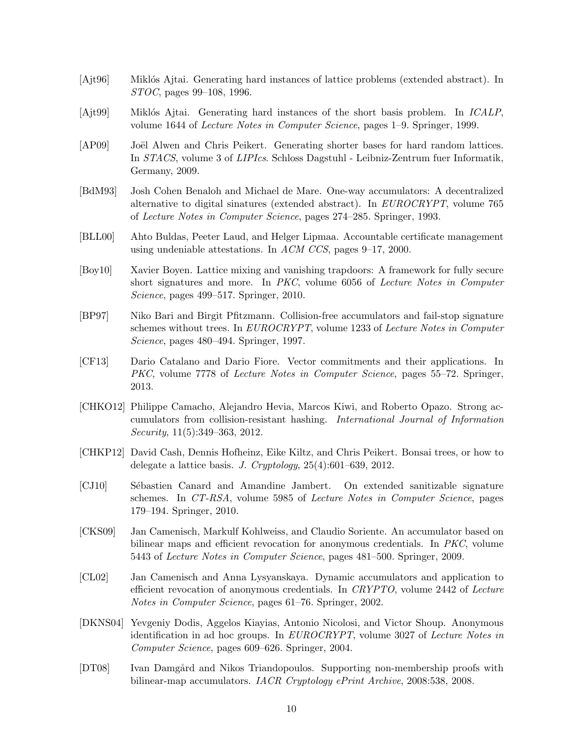[Ajt96] Miklós Ajtai. Generating hard instances of lattice problems (extended abstract). In *STOC*, pages 99–108, 1996.

[Ajt99] Miklós Ajtai. Generating hard instances of the short basis problem. In *ICALP*, volume 1644 of *Lecture Notes in Computer Science*, pages 1–9. Springer, 1999.

[AP09] Joël Alwen and Chris Peikert. Generating shorter bases for hard random lattices. In *STACS*, volume 3 of *LIPIcs*. Schloss Dagstuhl - Leibniz-Zentrum fuer Informatik, Germany, 2009.

[BdM93] Josh Cohen Benaloh and Michael de Mare. One-way accumulators: A decentralized alternative to digital sinatures (extended abstract). In *EUROCRYPT*, volume 765 of *Lecture Notes in Computer Science*, pages 274–285. Springer, 1993.

[BLL00] Ahto Buldas, Peeter Laud, and Helger Lipmaa. Accountable certificate management using undeniable attestations. In *ACM CCS*, pages 9–17, 2000.

[Boy10] Xavier Boyen. Lattice mixing and vanishing trapdoors: A framework for fully secure short signatures and more. In *PKC*, volume 6056 of *Lecture Notes in Computer Science*, pages 499–517. Springer, 2010.

[BP97] Niko Bari and Birgit Pfitzmann. Collision-free accumulators and fail-stop signature schemes without trees. In *EUROCRYPT*, volume 1233 of *Lecture Notes in Computer Science*, pages 480–494. Springer, 1997.

[CF13] Dario Catalano and Dario Fiore. Vector commitments and their applications. In *PKC*, volume 7778 of *Lecture Notes in Computer Science*, pages 55–72. Springer, 2013.

[CHKO12] Philippe Camacho, Alejandro Hevia, Marcos Kiwi, and Roberto Opazo. Strong accumulators from collision-resistant hashing. *International Journal of Information Security*, 11(5):349–363, 2012.

[CHKP12] David Cash, Dennis Hofheinz, Eike Kiltz, and Chris Peikert. Bonsai trees, or how to delegate a lattice basis. *J. Cryptology*, 25(4):601–639, 2012.

[CJ10] Sébastien Canard and Amandine Jambert. On extended sanitizable signature schemes. In *CT-RSA*, volume 5985 of *Lecture Notes in Computer Science*, pages 179–194. Springer, 2010.

[CKS09] Jan Camenisch, Markulf Kohlweiss, and Claudio Soriente. An accumulator based on bilinear maps and efficient revocation for anonymous credentials. In *PKC*, volume 5443 of *Lecture Notes in Computer Science*, pages 481–500. Springer, 2009.

[CL02] Jan Camenisch and Anna Lysyanskaya. Dynamic accumulators and application to efficient revocation of anonymous credentials. In *CRYPTO*, volume 2442 of *Lecture Notes in Computer Science*, pages 61–76. Springer, 2002.

[DKNS04] Yevgeniy Dodis, Aggelos Kiayias, Antonio Nicolosi, and Victor Shoup. Anonymous identification in ad hoc groups. In *EUROCRYPT*, volume 3027 of *Lecture Notes in Computer Science*, pages 609–626. Springer, 2004.

[DT08] Ivan Damgård and Nikos Triandopoulos. Supporting non-membership proofs with bilinear-map accumulators. *IACR Cryptology ePrint Archive*, 2008:538, 2008.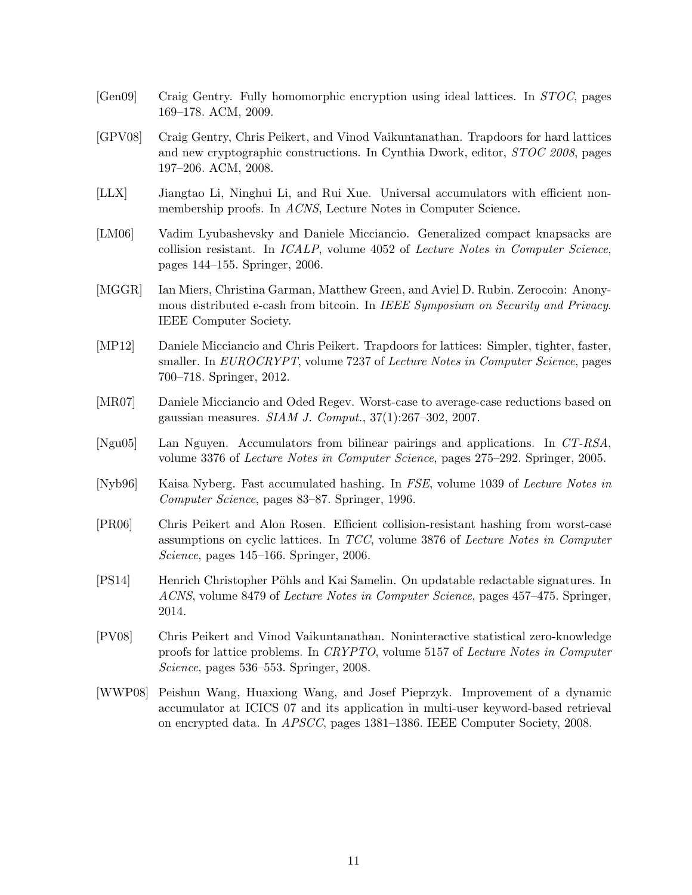[Gen09] Craig Gentry. Fully homomorphic encryption using ideal lattices. In *STOC*, pages 169–178. ACM, 2009.

[GPV08] Craig Gentry, Chris Peikert, and Vinod Vaikuntanathan. Trapdoors for hard lattices and new cryptographic constructions. In Cynthia Dwork, editor, *STOC 2008*, pages 197–206. ACM, 2008.

[LLX] Jiangtao Li, Ninghui Li, and Rui Xue. Universal accumulators with efficient nonmembership proofs. In *ACNS*, Lecture Notes in Computer Science.

[LM06] Vadim Lyubashevsky and Daniele Micciancio. Generalized compact knapsacks are collision resistant. In *ICALP*, volume 4052 of *Lecture Notes in Computer Science*, pages 144–155. Springer, 2006.

[MGGR] Ian Miers, Christina Garman, Matthew Green, and Aviel D. Rubin. Zerocoin: Anonymous distributed e-cash from bitcoin. In *IEEE Symposium on Security and Privacy*. IEEE Computer Society.

[MP12] Daniele Micciancio and Chris Peikert. Trapdoors for lattices: Simpler, tighter, faster, smaller. In *EUROCRYPT*, volume 7237 of *Lecture Notes in Computer Science*, pages 700–718. Springer, 2012.

[MR07] Daniele Micciancio and Oded Regev. Worst-case to average-case reductions based on gaussian measures. *SIAM J. Comput.*, 37(1):267–302, 2007.

[Ngu05] Lan Nguyen. Accumulators from bilinear pairings and applications. In *CT-RSA*, volume 3376 of *Lecture Notes in Computer Science*, pages 275–292. Springer, 2005.

[Nyb96] Kaisa Nyberg. Fast accumulated hashing. In *FSE*, volume 1039 of *Lecture Notes in Computer Science*, pages 83–87. Springer, 1996.

[PR06] Chris Peikert and Alon Rosen. Efficient collision-resistant hashing from worst-case assumptions on cyclic lattices. In *TCC*, volume 3876 of *Lecture Notes in Computer Science*, pages 145–166. Springer, 2006.

[PS14] Henrich Christopher Pöhls and Kai Samelin. On updatable redactable signatures. In *ACNS*, volume 8479 of *Lecture Notes in Computer Science*, pages 457–475. Springer, 2014.

[PV08] Chris Peikert and Vinod Vaikuntanathan. Noninteractive statistical zero-knowledge proofs for lattice problems. In *CRYPTO*, volume 5157 of *Lecture Notes in Computer Science*, pages 536–553. Springer, 2008.

[WWP08] Peishun Wang, Huaxiong Wang, and Josef Pieprzyk. Improvement of a dynamic accumulator at ICICS 07 and its application in multi-user keyword-based retrieval on encrypted data. In *APSCC*, pages 1381–1386. IEEE Computer Society, 2008.